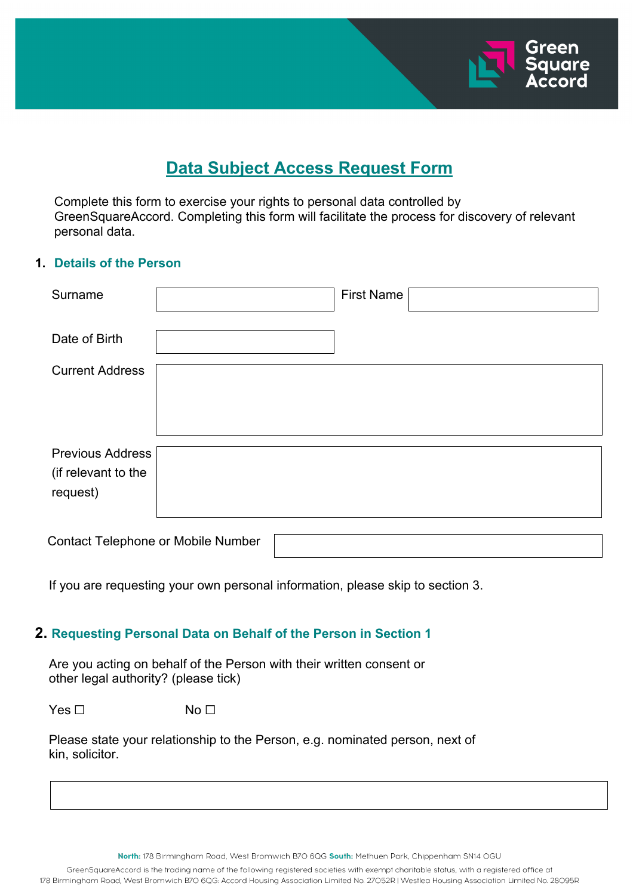# Data Subject Access Request Form

Complete this form to exercise your rights to personal data controlled by GreenSquareAccord. Completing this form will facilitate the process for discovery of relevant personal data.

## 1. Details of the Person

| | | | |
|---|---|---|---|
| Surname | | First Name | |
| Date of Birth | | | |
| Current Address | | | |
| Previous Address (if relevant to the request) | | | |

Contact Telephone or Mobile Number

If you are requesting your own personal information, please skip to section 3.

## 2. Requesting Personal Data on Behalf of the Person in Section 1

Are you acting on behalf of the Person with their written consent or other legal authority? (please tick)

Yes ☐ No ☐

Please state your relationship to the Person, e.g. nominated person, next of kin, solicitor.

**North:** 178 Birmingham Road, West Bromwich B70 6QG **South:** Methuen Park, Chippenham SN14 0GU

GreenSquareAccord is the trading name of the following registered societies with exempt charitable status, with a registered office at 178 Birmingham Road, West Bromwich B70 6QG: Accord Housing Association Limited No. 27052R | Westlea Housing Association Limited No. 28095R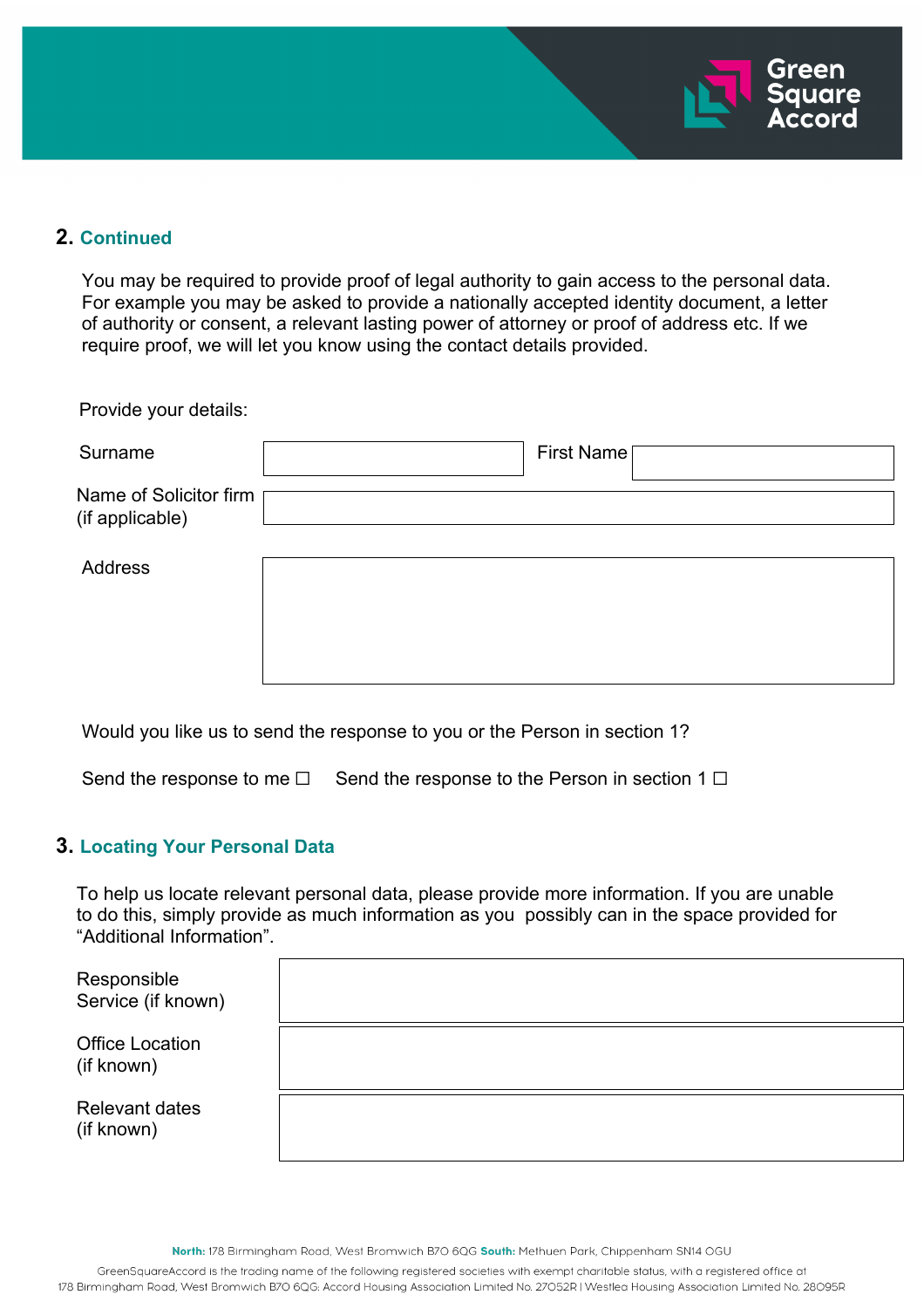## 2. Continued

You may be required to provide proof of legal authority to gain access to the personal data. For example you may be asked to provide a nationally accepted identity document, a letter of authority or consent, a relevant lasting power of attorney or proof of address etc. If we require proof, we will let you know using the contact details provided.

Provide your details:

| | | | |
|---|---|---|---|
| Surname | | First Name | |
| Name of Solicitor firm (if applicable) | | | |
| Address | | | |

Would you like us to send the response to you or the Person in section 1?

Send the response to me ☐ Send the response to the Person in section 1 ☐

## 3. Locating Your Personal Data

To help us locate relevant personal data, please provide more information. If you are unable to do this, simply provide as much information as you possibly can in the space provided for "Additional Information".

| | |
|---|---|
| Responsible Service (if known) | |
| Office Location (if known) | |
| Relevant dates (if known) | |

**North:** 178 Birmingham Road, West Bromwich B70 6QG **South:** Methuen Park, Chippenham SN14 0GU

GreenSquareAccord is the trading name of the following registered societies with exempt charitable status, with a registered office at 178 Birmingham Road, West Bromwich B70 6QG: Accord Housing Association Limited No. 27052R | Westlea Housing Association Limited No. 28095R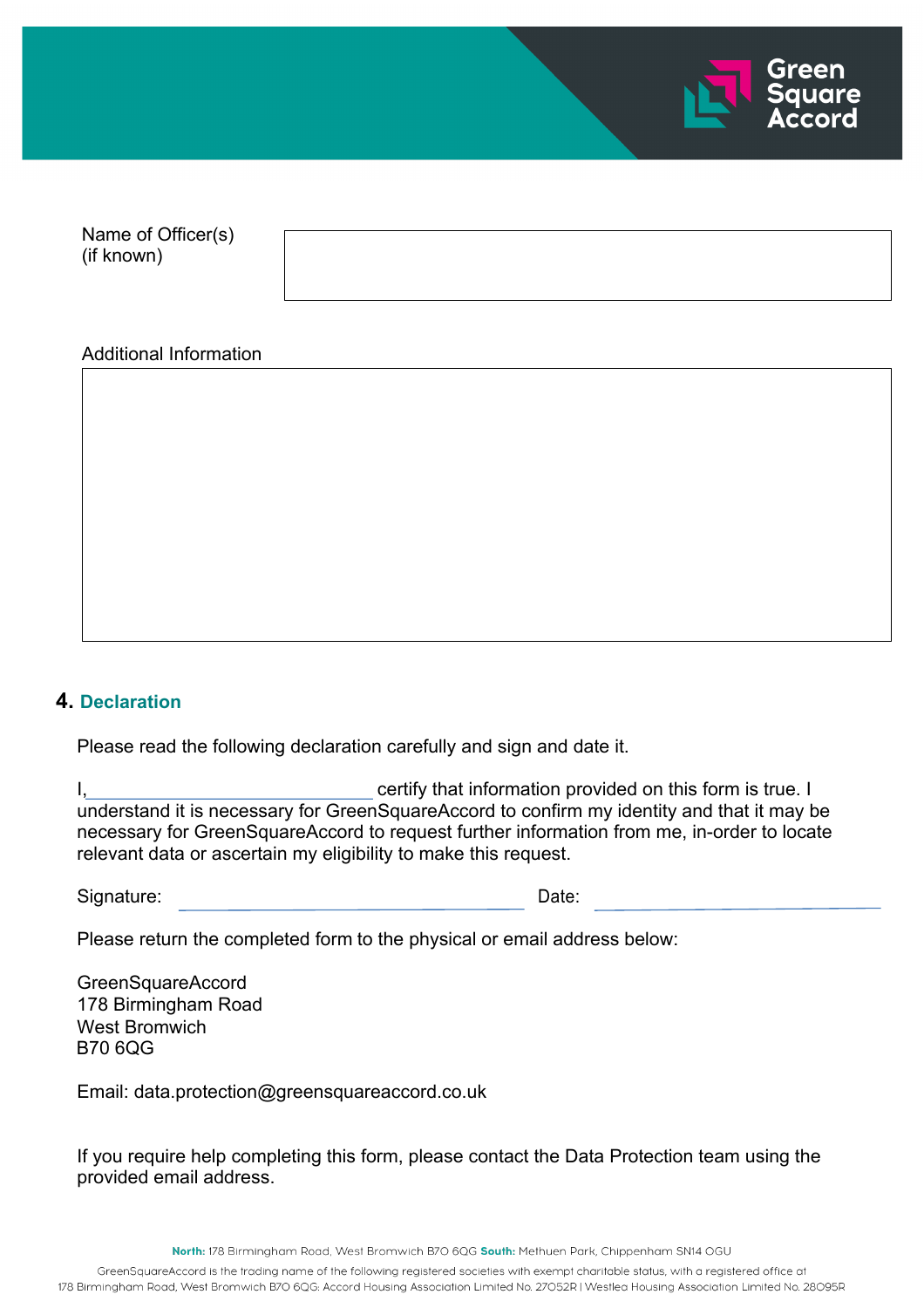Name of Officer(s) (if known)

| |
|---|
| |

Additional Information

| |
|---|
| |

## 4. Declaration

Please read the following declaration carefully and sign and date it.

I,\_\_\_\_\_\_\_\_\_\_\_\_\_\_\_\_\_\_\_\_\_\_\_\_\_\_\_\_ certify that information provided on this form is true. I understand it is necessary for GreenSquareAccord to confirm my identity and that it may be necessary for GreenSquareAccord to request further information from me, in-order to locate relevant data or ascertain my eligibility to make this request.

Signature: \_\_\_\_\_\_\_\_\_\_\_\_\_\_\_\_\_\_\_\_\_\_\_\_\_\_\_\_ Date: \_\_\_\_\_\_\_\_\_\_\_\_\_\_\_\_\_\_\_\_\_\_\_\_\_\_\_\_

Please return the completed form to the physical or email address below:

GreenSquareAccord
178 Birmingham Road
West Bromwich
B70 6QG

Email: data.protection@greensquareaccord.co.uk

If you require help completing this form, please contact the Data Protection team using the provided email address.